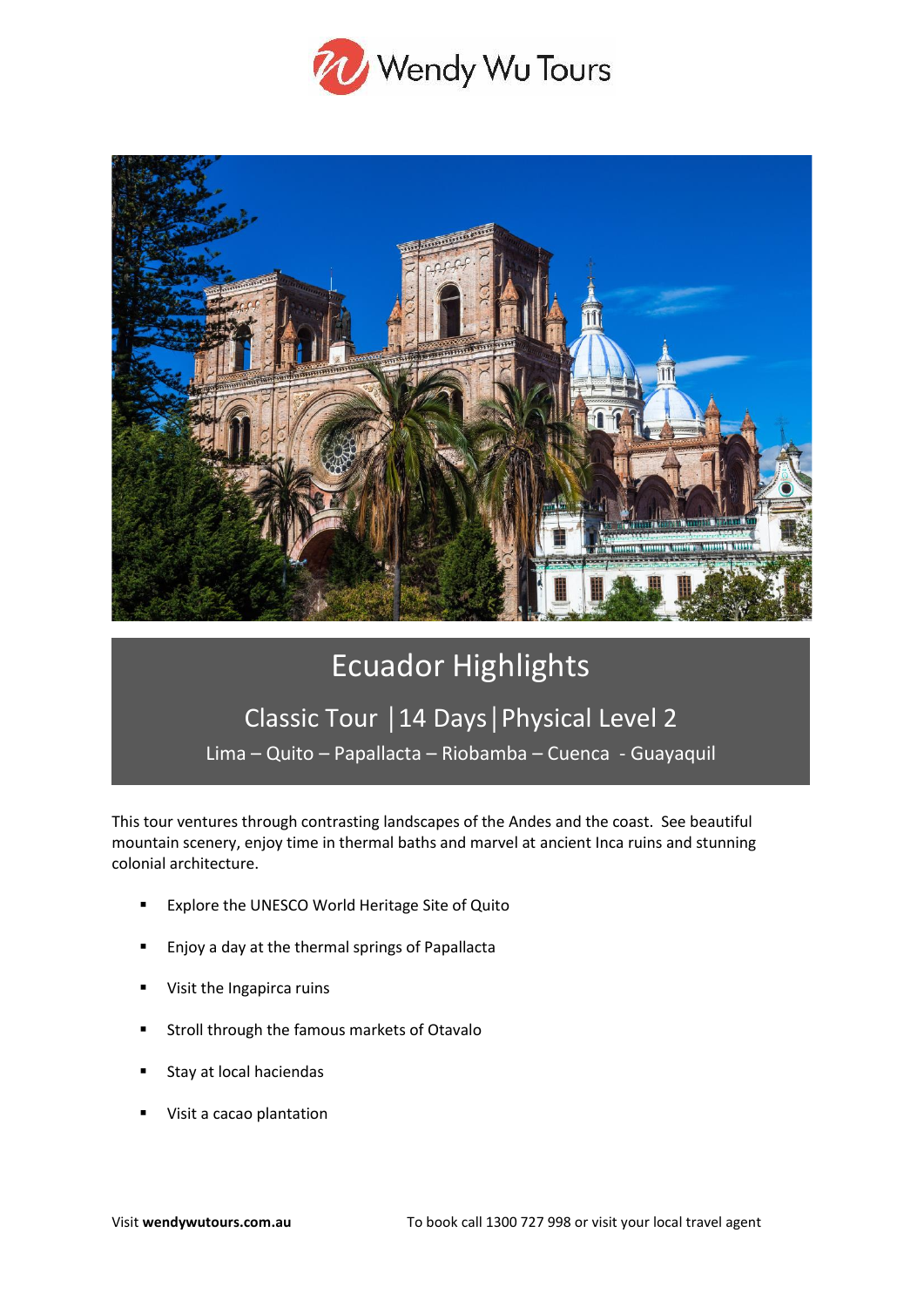Wendy Wu Tours

# Ecuador Highlights

## Classic Tour | 14 Days | Physical Level 2

Lima – Quito – Papallacta – Riobamba – Cuenca - Guayaquil

This tour ventures through contrasting landscapes of the Andes and the coast. See beautiful mountain scenery, enjoy time in thermal baths and marvel at ancient Inca ruins and stunning colonial architecture.

- Explore the UNESCO World Heritage Site of Quito
- Enjoy a day at the thermal springs of Papallacta
- Visit the Ingapirca ruins
- Stroll through the famous markets of Otavalo
- Stay at local haciendas
- Visit a cacao plantation

Visit **wendywutours.com.au** To book call 1300 727 998 or visit your local travel agent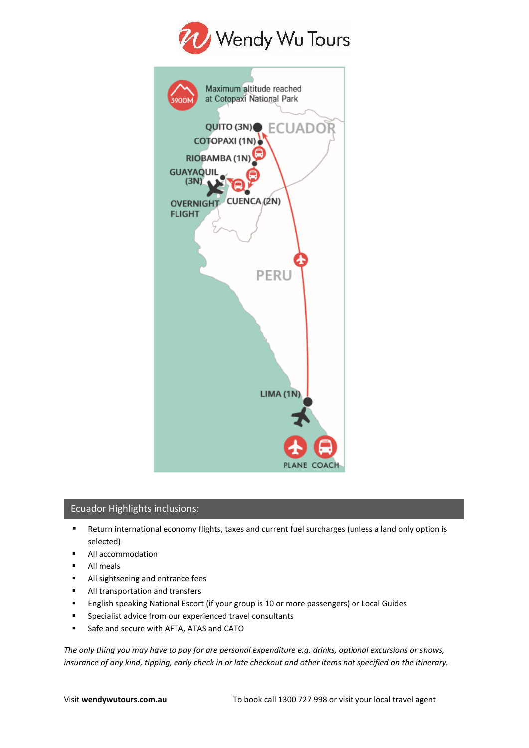Wendy Wu Tours

Maximum altitude reached at Cotopaxi National Park

3900M

QUITO (3N)

ECUADOR

COTOPAXI (1N)

RIOBAMBA (1N)

GUAYAQUIL (3N)

OVERNIGHT FLIGHT

CUENCA (2N)

PERU

LIMA (1N)

PLANE COACH

## Ecuador Highlights inclusions:

- Return international economy flights, taxes and current fuel surcharges (unless a land only option is selected)
- All accommodation
- All meals
- All sightseeing and entrance fees
- All transportation and transfers
- English speaking National Escort (if your group is 10 or more passengers) or Local Guides
- Specialist advice from our experienced travel consultants
- Safe and secure with AFTA, ATAS and CATO

*The only thing you may have to pay for are personal expenditure e.g. drinks, optional excursions or shows, insurance of any kind, tipping, early check in or late checkout and other items not specified on the itinerary.*

Visit **wendywutours.com.au** To book call 1300 727 998 or visit your local travel agent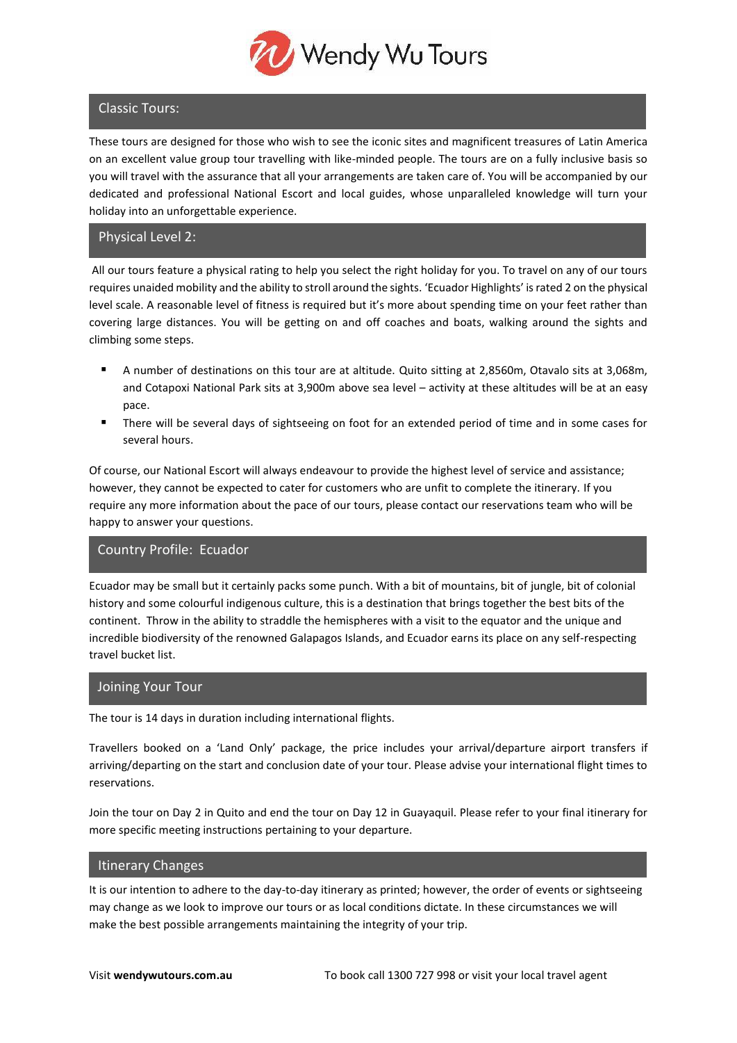## Classic Tours:

These tours are designed for those who wish to see the iconic sites and magnificent treasures of Latin America on an excellent value group tour travelling with like-minded people. The tours are on a fully inclusive basis so you will travel with the assurance that all your arrangements are taken care of. You will be accompanied by our dedicated and professional National Escort and local guides, whose unparalleled knowledge will turn your holiday into an unforgettable experience.

## Physical Level 2:

All our tours feature a physical rating to help you select the right holiday for you. To travel on any of our tours requires unaided mobility and the ability to stroll around the sights. 'Ecuador Highlights' is rated 2 on the physical level scale. A reasonable level of fitness is required but it's more about spending time on your feet rather than covering large distances. You will be getting on and off coaches and boats, walking around the sights and climbing some steps.

- A number of destinations on this tour are at altitude. Quito sitting at 2,8560m, Otavalo sits at 3,068m, and Cotapoxi National Park sits at 3,900m above sea level – activity at these altitudes will be at an easy pace.
- There will be several days of sightseeing on foot for an extended period of time and in some cases for several hours.

Of course, our National Escort will always endeavour to provide the highest level of service and assistance; however, they cannot be expected to cater for customers who are unfit to complete the itinerary. If you require any more information about the pace of our tours, please contact our reservations team who will be happy to answer your questions.

## Country Profile: Ecuador

Ecuador may be small but it certainly packs some punch. With a bit of mountains, bit of jungle, bit of colonial history and some colourful indigenous culture, this is a destination that brings together the best bits of the continent. Throw in the ability to straddle the hemispheres with a visit to the equator and the unique and incredible biodiversity of the renowned Galapagos Islands, and Ecuador earns its place on any self-respecting travel bucket list.

## Joining Your Tour

The tour is 14 days in duration including international flights.

Travellers booked on a 'Land Only' package, the price includes your arrival/departure airport transfers if arriving/departing on the start and conclusion date of your tour. Please advise your international flight times to reservations.

Join the tour on Day 2 in Quito and end the tour on Day 12 in Guayaquil. Please refer to your final itinerary for more specific meeting instructions pertaining to your departure.

## Itinerary Changes

It is our intention to adhere to the day-to-day itinerary as printed; however, the order of events or sightseeing may change as we look to improve our tours or as local conditions dictate. In these circumstances we will make the best possible arrangements maintaining the integrity of your trip.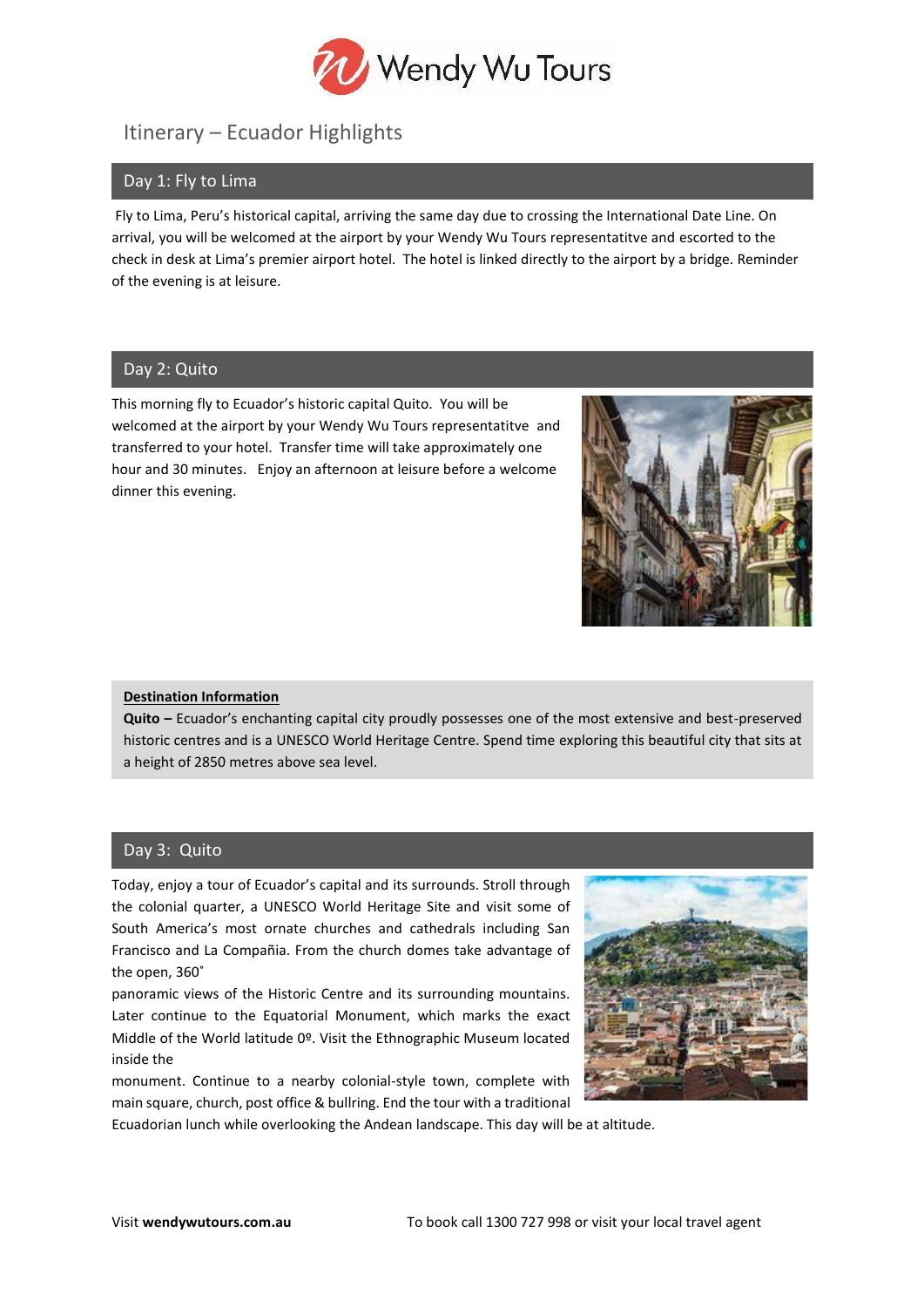Wendy Wu Tours

# Itinerary – Ecuador Highlights

## Day 1: Fly to Lima

Fly to Lima, Peru's historical capital, arriving the same day due to crossing the International Date Line. On arrival, you will be welcomed at the airport by your Wendy Wu Tours representatitve and escorted to the check in desk at Lima's premier airport hotel. The hotel is linked directly to the airport by a bridge. Reminder of the evening is at leisure.

## Day 2: Quito

This morning fly to Ecuador's historic capital Quito. You will be welcomed at the airport by your Wendy Wu Tours representatitve and transferred to your hotel. Transfer time will take approximately one hour and 30 minutes. Enjoy an afternoon at leisure before a welcome dinner this evening.

**Destination Information**

**Quito –** Ecuador's enchanting capital city proudly possesses one of the most extensive and best-preserved historic centres and is a UNESCO World Heritage Centre. Spend time exploring this beautiful city that sits at a height of 2850 metres above sea level.

## Day 3: Quito

Today, enjoy a tour of Ecuador's capital and its surrounds. Stroll through the colonial quarter, a UNESCO World Heritage Site and visit some of South America's most ornate churches and cathedrals including San Francisco and La Compañia. From the church domes take advantage of the open, 360˚ panoramic views of the Historic Centre and its surrounding mountains. Later continue to the Equatorial Monument, which marks the exact Middle of the World latitude 0º. Visit the Ethnographic Museum located inside the monument. Continue to a nearby colonial-style town, complete with main square, church, post office & bullring. End the tour with a traditional Ecuadorian lunch while overlooking the Andean landscape. This day will be at altitude.

Visit **wendywutours.com.au** To book call 1300 727 998 or visit your local travel agent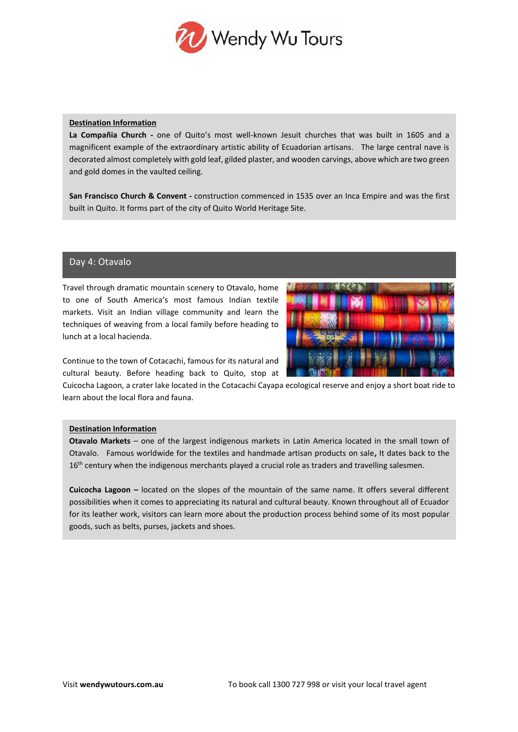**Destination Information**

**La Compañia Church -** one of Quito's most well-known Jesuit churches that was built in 1605 and a magnificent example of the extraordinary artistic ability of Ecuadorian artisans. The large central nave is decorated almost completely with gold leaf, gilded plaster, and wooden carvings, above which are two green and gold domes in the vaulted ceiling.

**San Francisco Church & Convent -** construction commenced in 1535 over an Inca Empire and was the first built in Quito. It forms part of the city of Quito World Heritage Site.

## Day 4: Otavalo

Travel through dramatic mountain scenery to Otavalo, home to one of South America's most famous Indian textile markets. Visit an Indian village community and learn the techniques of weaving from a local family before heading to lunch at a local hacienda.

Continue to the town of Cotacachi, famous for its natural and cultural beauty. Before heading back to Quito, stop at Cuicocha Lagoon, a crater lake located in the Cotacachi Cayapa ecological reserve and enjoy a short boat ride to learn about the local flora and fauna.

**Destination Information**

**Otavalo Markets** – one of the largest indigenous markets in Latin America located in the small town of Otavalo. Famous worldwide for the textiles and handmade artisan products on sale**,** It dates back to the 16th century when the indigenous merchants played a crucial role as traders and travelling salesmen.

**Cuicocha Lagoon –** located on the slopes of the mountain of the same name. It offers several different possibilities when it comes to appreciating its natural and cultural beauty. Known throughout all of Ecuador for its leather work, visitors can learn more about the production process behind some of its most popular goods, such as belts, purses, jackets and shoes.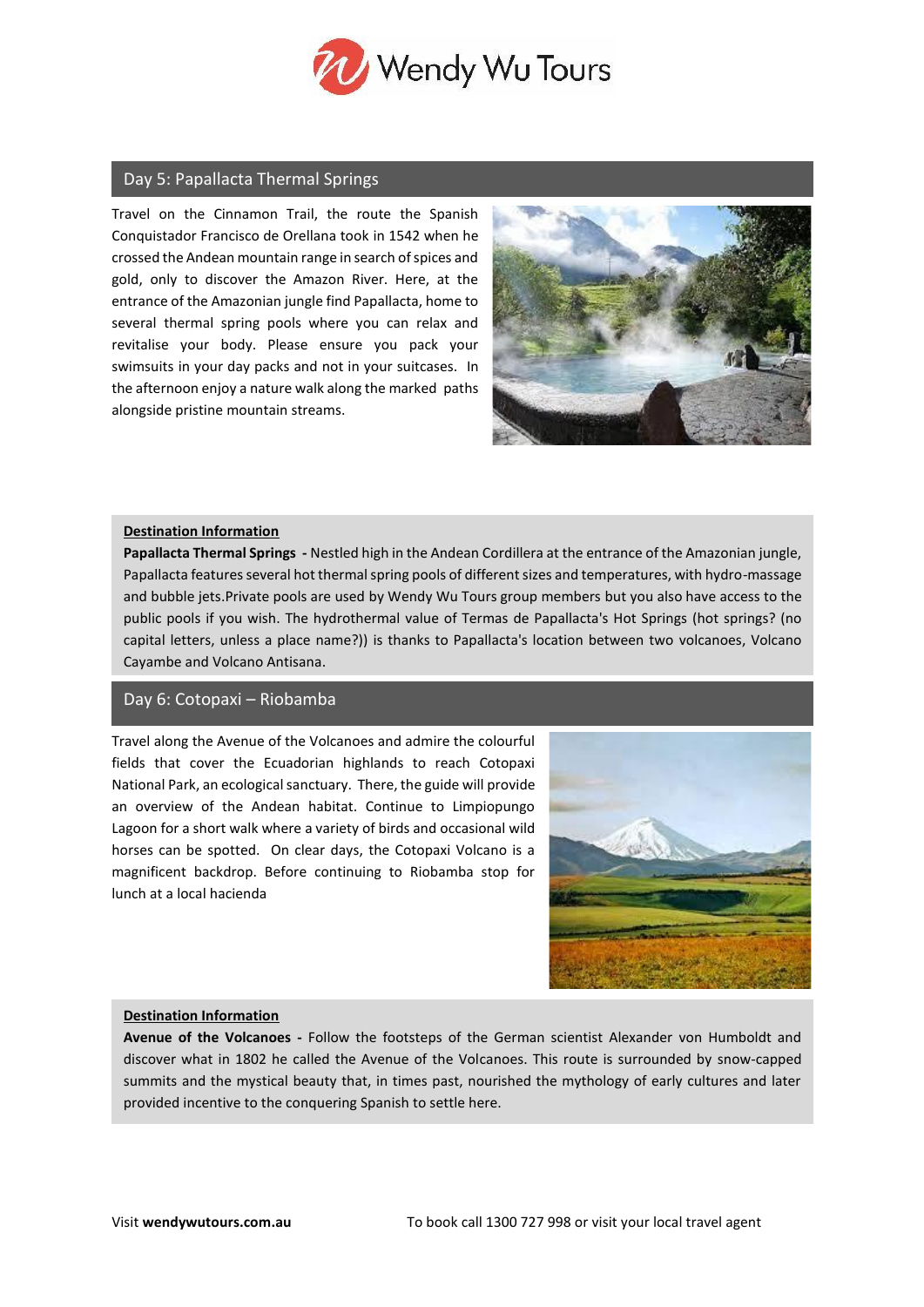## Day 5: Papallacta Thermal Springs

Travel on the Cinnamon Trail, the route the Spanish Conquistador Francisco de Orellana took in 1542 when he crossed the Andean mountain range in search of spices and gold, only to discover the Amazon River. Here, at the entrance of the Amazonian jungle find Papallacta, home to several thermal spring pools where you can relax and revitalise your body. Please ensure you pack your swimsuits in your day packs and not in your suitcases. In the afternoon enjoy a nature walk along the marked paths alongside pristine mountain streams.

**Destination Information**

**Papallacta Thermal Springs -** Nestled high in the Andean Cordillera at the entrance of the Amazonian jungle, Papallacta features several hot thermal spring pools of different sizes and temperatures, with hydro-massage and bubble jets.Private pools are used by Wendy Wu Tours group members but you also have access to the public pools if you wish. The hydrothermal value of Termas de Papallacta's Hot Springs (hot springs? (no capital letters, unless a place name?)) is thanks to Papallacta's location between two volcanoes, Volcano Cayambe and Volcano Antisana.

## Day 6: Cotopaxi – Riobamba

Travel along the Avenue of the Volcanoes and admire the colourful fields that cover the Ecuadorian highlands to reach Cotopaxi National Park, an ecological sanctuary. There, the guide will provide an overview of the Andean habitat. Continue to Limpiopungo Lagoon for a short walk where a variety of birds and occasional wild horses can be spotted. On clear days, the Cotopaxi Volcano is a magnificent backdrop. Before continuing to Riobamba stop for lunch at a local hacienda

**Destination Information**

**Avenue of the Volcanoes -** Follow the footsteps of the German scientist Alexander von Humboldt and discover what in 1802 he called the Avenue of the Volcanoes. This route is surrounded by snow-capped summits and the mystical beauty that, in times past, nourished the mythology of early cultures and later provided incentive to the conquering Spanish to settle here.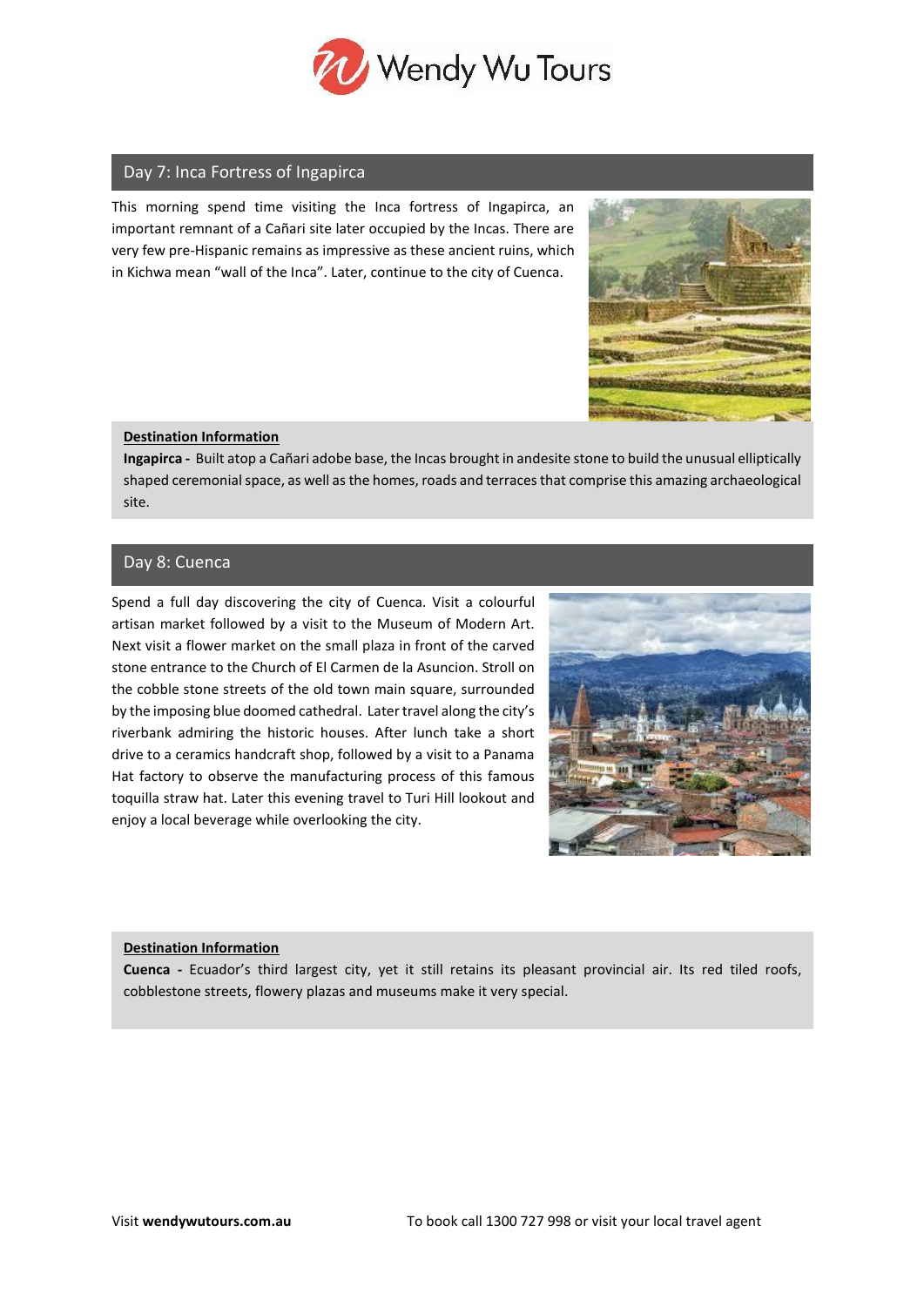## Day 7: Inca Fortress of Ingapirca

This morning spend time visiting the Inca fortress of Ingapirca, an important remnant of a Cañari site later occupied by the Incas. There are very few pre-Hispanic remains as impressive as these ancient ruins, which in Kichwa mean "wall of the Inca". Later, continue to the city of Cuenca.

**Destination Information**

**Ingapirca -** Built atop a Cañari adobe base, the Incas brought in andesite stone to build the unusual elliptically shaped ceremonial space, as well as the homes, roads and terraces that comprise this amazing archaeological site.

## Day 8: Cuenca

Spend a full day discovering the city of Cuenca. Visit a colourful artisan market followed by a visit to the Museum of Modern Art. Next visit a flower market on the small plaza in front of the carved stone entrance to the Church of El Carmen de la Asuncion. Stroll on the cobble stone streets of the old town main square, surrounded by the imposing blue doomed cathedral. Later travel along the city's riverbank admiring the historic houses. After lunch take a short drive to a ceramics handcraft shop, followed by a visit to a Panama Hat factory to observe the manufacturing process of this famous toquilla straw hat. Later this evening travel to Turi Hill lookout and enjoy a local beverage while overlooking the city.

**Destination Information**

**Cuenca -** Ecuador's third largest city, yet it still retains its pleasant provincial air. Its red tiled roofs, cobblestone streets, flowery plazas and museums make it very special.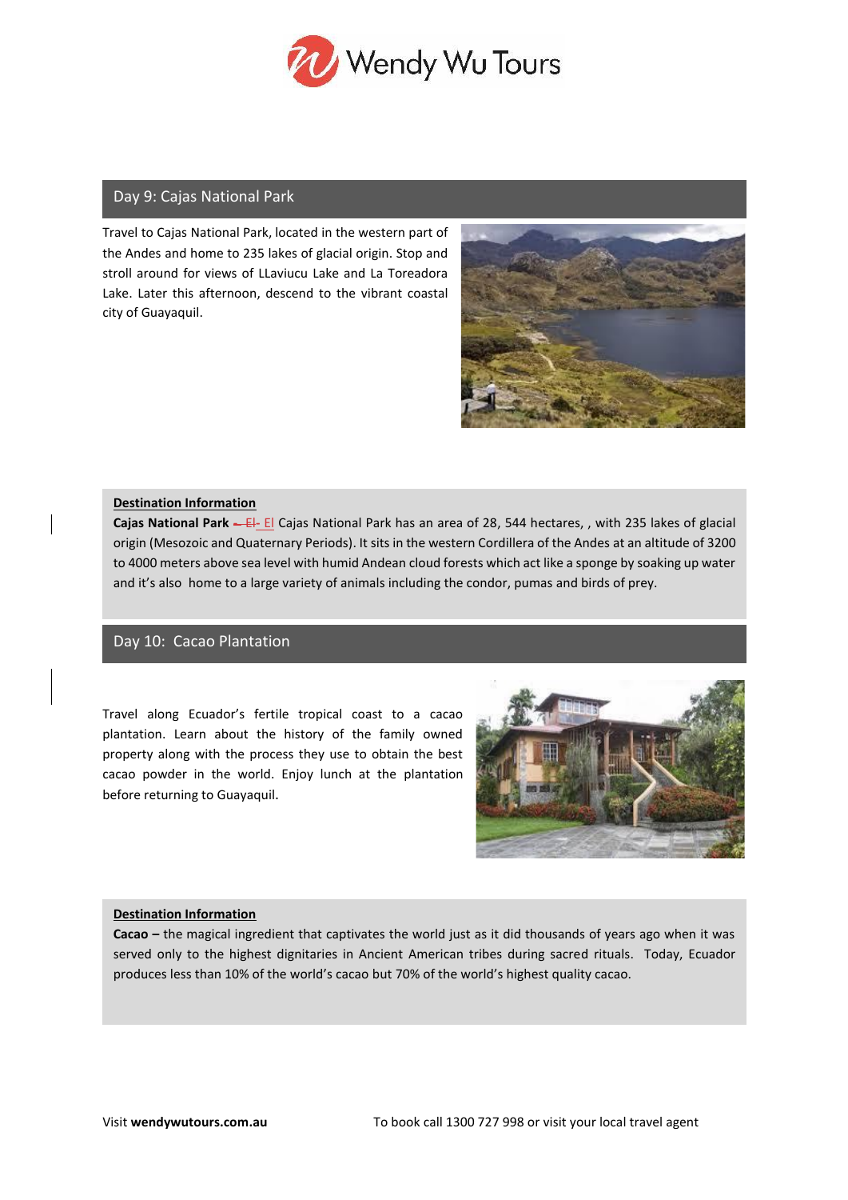## Day 9: Cajas National Park

Travel to Cajas National Park, located in the western part of the Andes and home to 235 lakes of glacial origin. Stop and stroll around for views of LLaviucu Lake and La Toreadora Lake. Later this afternoon, descend to the vibrant coastal city of Guayaquil.

**Destination Information**

**Cajas National Park** – El Cajas National Park has an area of 28, 544 hectares, , with 235 lakes of glacial origin (Mesozoic and Quaternary Periods). It sits in the western Cordillera of the Andes at an altitude of 3200 to 4000 meters above sea level with humid Andean cloud forests which act like a sponge by soaking up water and it's also home to a large variety of animals including the condor, pumas and birds of prey.

## Day 10: Cacao Plantation

Travel along Ecuador's fertile tropical coast to a cacao plantation. Learn about the history of the family owned property along with the process they use to obtain the best cacao powder in the world. Enjoy lunch at the plantation before returning to Guayaquil.

**Destination Information**

**Cacao –** the magical ingredient that captivates the world just as it did thousands of years ago when it was served only to the highest dignitaries in Ancient American tribes during sacred rituals. Today, Ecuador produces less than 10% of the world's cacao but 70% of the world's highest quality cacao.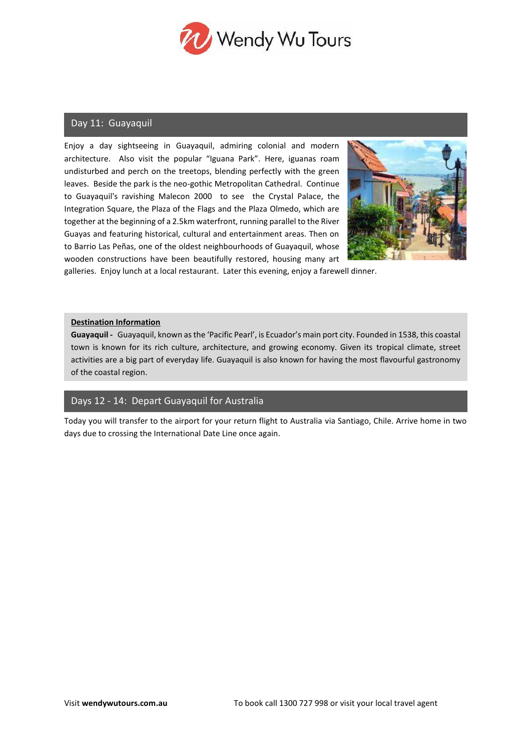## Day 11: Guayaquil

Enjoy a day sightseeing in Guayaquil, admiring colonial and modern architecture. Also visit the popular "Iguana Park". Here, iguanas roam undisturbed and perch on the treetops, blending perfectly with the green leaves. Beside the park is the neo-gothic Metropolitan Cathedral. Continue to Guayaquil's ravishing Malecon 2000 to see the Crystal Palace, the Integration Square, the Plaza of the Flags and the Plaza Olmedo, which are together at the beginning of a 2.5km waterfront, running parallel to the River Guayas and featuring historical, cultural and entertainment areas. Then on to Barrio Las Peñas, one of the oldest neighbourhoods of Guayaquil, whose wooden constructions have been beautifully restored, housing many art galleries. Enjoy lunch at a local restaurant. Later this evening, enjoy a farewell dinner.

**Destination Information**

**Guayaquil -** Guayaquil, known as the 'Pacific Pearl', is Ecuador's main port city. Founded in 1538, this coastal town is known for its rich culture, architecture, and growing economy. Given its tropical climate, street activities are a big part of everyday life. Guayaquil is also known for having the most flavourful gastronomy of the coastal region.

## Days 12 - 14: Depart Guayaquil for Australia

Today you will transfer to the airport for your return flight to Australia via Santiago, Chile. Arrive home in two days due to crossing the International Date Line once again.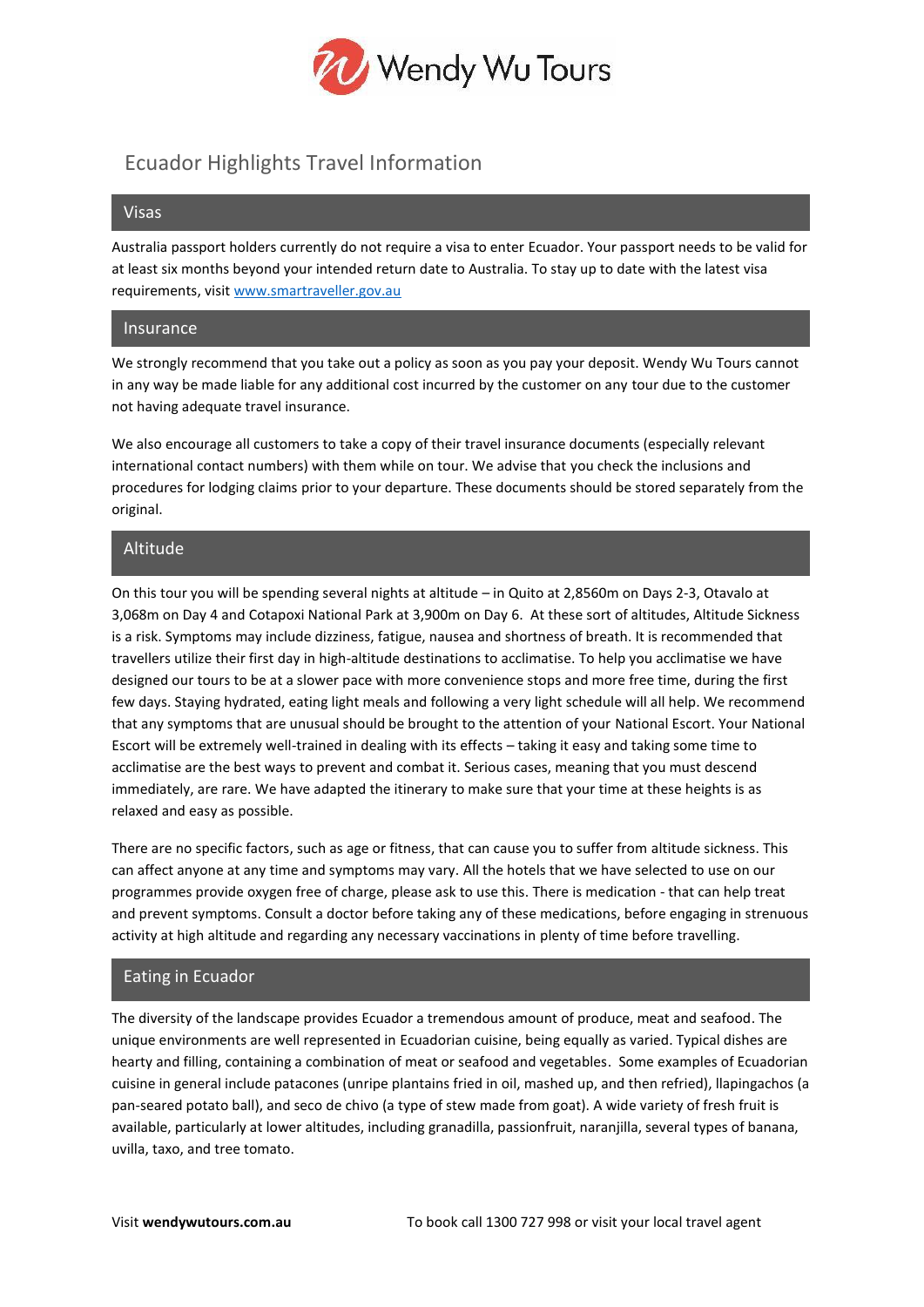# Ecuador Highlights Travel Information

## Visas

Australia passport holders currently do not require a visa to enter Ecuador. Your passport needs to be valid for at least six months beyond your intended return date to Australia. To stay up to date with the latest visa requirements, visit [www.smartraveller.gov.au](www.smartraveller.gov.au)

## Insurance

We strongly recommend that you take out a policy as soon as you pay your deposit. Wendy Wu Tours cannot in any way be made liable for any additional cost incurred by the customer on any tour due to the customer not having adequate travel insurance.

We also encourage all customers to take a copy of their travel insurance documents (especially relevant international contact numbers) with them while on tour. We advise that you check the inclusions and procedures for lodging claims prior to your departure. These documents should be stored separately from the original.

## Altitude

On this tour you will be spending several nights at altitude – in Quito at 2,8560m on Days 2-3, Otavalo at 3,068m on Day 4 and Cotapoxi National Park at 3,900m on Day 6. At these sort of altitudes, Altitude Sickness is a risk. Symptoms may include dizziness, fatigue, nausea and shortness of breath. It is recommended that travellers utilize their first day in high-altitude destinations to acclimatise. To help you acclimatise we have designed our tours to be at a slower pace with more convenience stops and more free time, during the first few days. Staying hydrated, eating light meals and following a very light schedule will all help. We recommend that any symptoms that are unusual should be brought to the attention of your National Escort. Your National Escort will be extremely well-trained in dealing with its effects – taking it easy and taking some time to acclimatise are the best ways to prevent and combat it. Serious cases, meaning that you must descend immediately, are rare. We have adapted the itinerary to make sure that your time at these heights is as relaxed and easy as possible.

There are no specific factors, such as age or fitness, that can cause you to suffer from altitude sickness. This can affect anyone at any time and symptoms may vary. All the hotels that we have selected to use on our programmes provide oxygen free of charge, please ask to use this. There is medication - that can help treat and prevent symptoms. Consult a doctor before taking any of these medications, before engaging in strenuous activity at high altitude and regarding any necessary vaccinations in plenty of time before travelling.

## Eating in Ecuador

The diversity of the landscape provides Ecuador a tremendous amount of produce, meat and seafood. The unique environments are well represented in Ecuadorian cuisine, being equally as varied. Typical dishes are hearty and filling, containing a combination of meat or seafood and vegetables. Some examples of Ecuadorian cuisine in general include patacones (unripe plantains fried in oil, mashed up, and then refried), llapingachos (a pan-seared potato ball), and seco de chivo (a type of stew made from goat). A wide variety of fresh fruit is available, particularly at lower altitudes, including granadilla, passionfruit, naranjilla, several types of banana, uvilla, taxo, and tree tomato.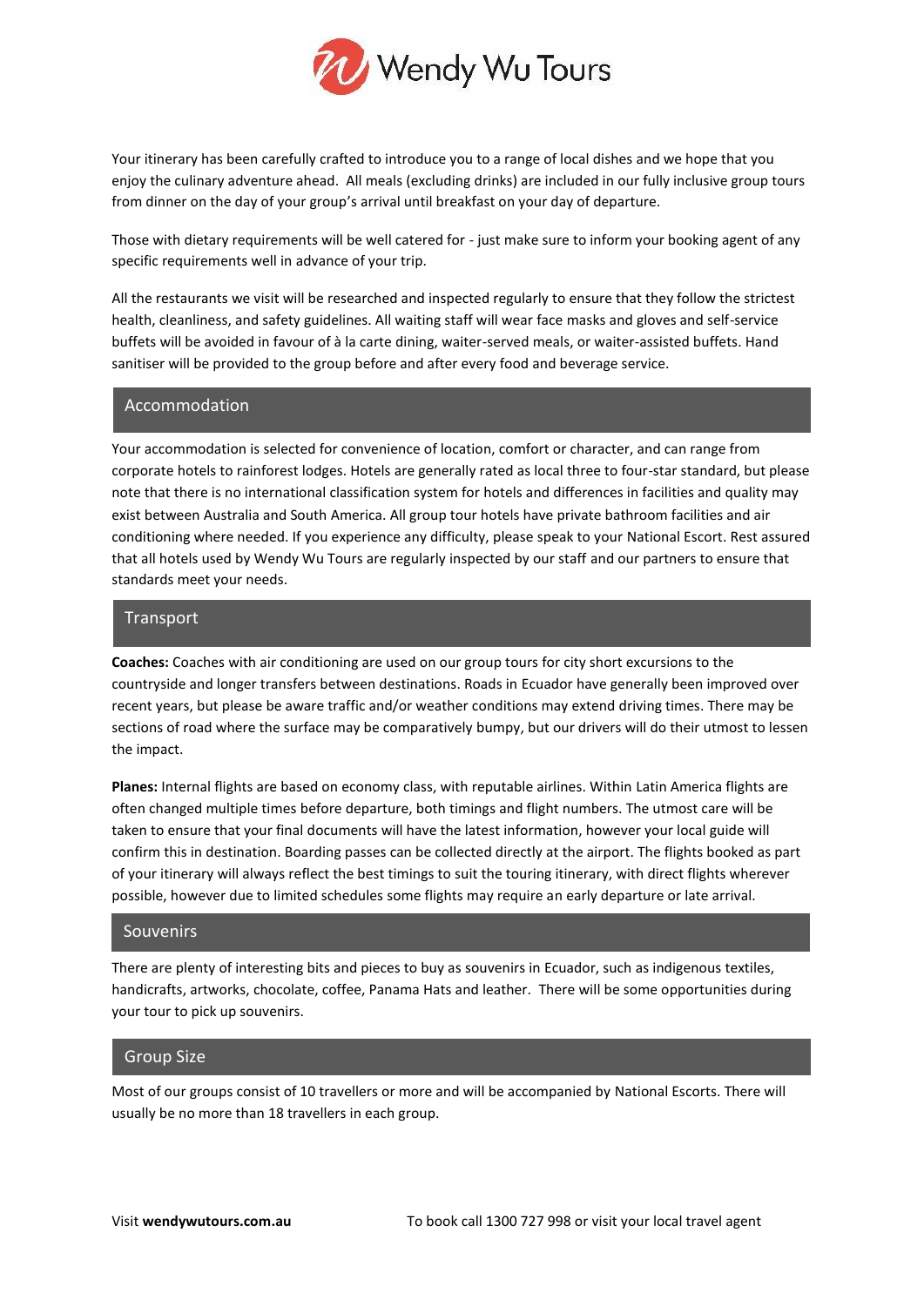Your itinerary has been carefully crafted to introduce you to a range of local dishes and we hope that you enjoy the culinary adventure ahead. All meals (excluding drinks) are included in our fully inclusive group tours from dinner on the day of your group's arrival until breakfast on your day of departure.

Those with dietary requirements will be well catered for - just make sure to inform your booking agent of any specific requirements well in advance of your trip.

All the restaurants we visit will be researched and inspected regularly to ensure that they follow the strictest health, cleanliness, and safety guidelines. All waiting staff will wear face masks and gloves and self-service buffets will be avoided in favour of à la carte dining, waiter-served meals, or waiter-assisted buffets. Hand sanitiser will be provided to the group before and after every food and beverage service.

## Accommodation

Your accommodation is selected for convenience of location, comfort or character, and can range from corporate hotels to rainforest lodges. Hotels are generally rated as local three to four-star standard, but please note that there is no international classification system for hotels and differences in facilities and quality may exist between Australia and South America. All group tour hotels have private bathroom facilities and air conditioning where needed. If you experience any difficulty, please speak to your National Escort. Rest assured that all hotels used by Wendy Wu Tours are regularly inspected by our staff and our partners to ensure that standards meet your needs.

## Transport

**Coaches:** Coaches with air conditioning are used on our group tours for city short excursions to the countryside and longer transfers between destinations. Roads in Ecuador have generally been improved over recent years, but please be aware traffic and/or weather conditions may extend driving times. There may be sections of road where the surface may be comparatively bumpy, but our drivers will do their utmost to lessen the impact.

**Planes:** Internal flights are based on economy class, with reputable airlines. Within Latin America flights are often changed multiple times before departure, both timings and flight numbers. The utmost care will be taken to ensure that your final documents will have the latest information, however your local guide will confirm this in destination. Boarding passes can be collected directly at the airport. The flights booked as part of your itinerary will always reflect the best timings to suit the touring itinerary, with direct flights wherever possible, however due to limited schedules some flights may require an early departure or late arrival.

## Souvenirs

There are plenty of interesting bits and pieces to buy as souvenirs in Ecuador, such as indigenous textiles, handicrafts, artworks, chocolate, coffee, Panama Hats and leather. There will be some opportunities during your tour to pick up souvenirs.

## Group Size

Most of our groups consist of 10 travellers or more and will be accompanied by National Escorts. There will usually be no more than 18 travellers in each group.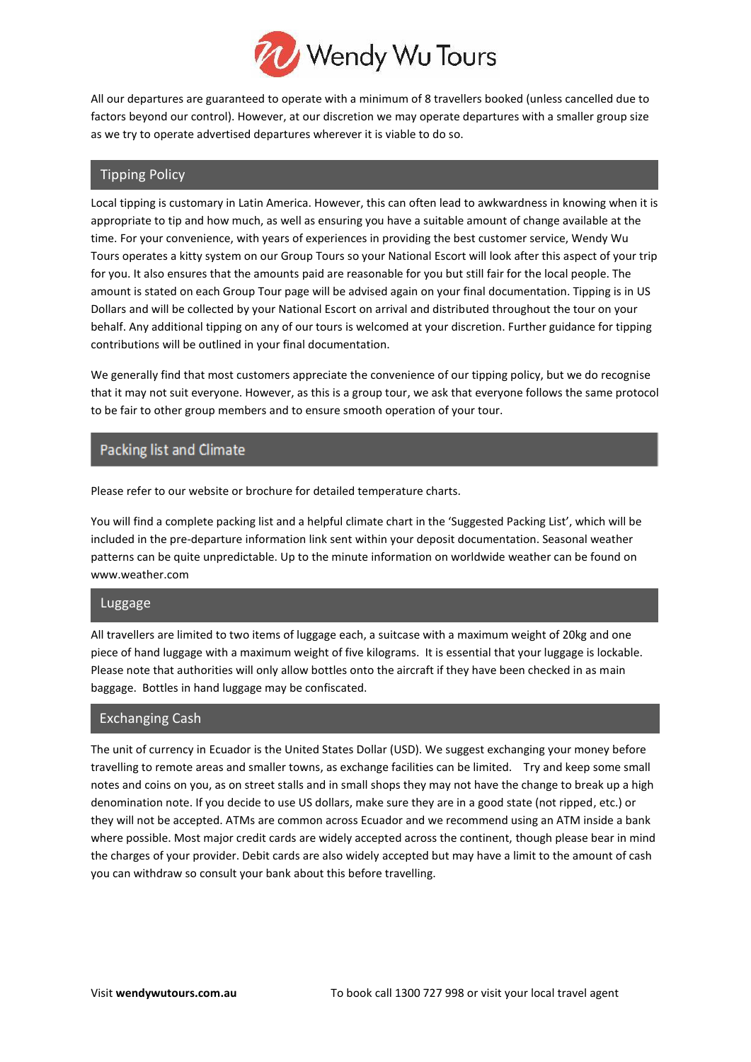All our departures are guaranteed to operate with a minimum of 8 travellers booked (unless cancelled due to factors beyond our control). However, at our discretion we may operate departures with a smaller group size as we try to operate advertised departures wherever it is viable to do so.

## Tipping Policy

Local tipping is customary in Latin America. However, this can often lead to awkwardness in knowing when it is appropriate to tip and how much, as well as ensuring you have a suitable amount of change available at the time. For your convenience, with years of experiences in providing the best customer service, Wendy Wu Tours operates a kitty system on our Group Tours so your National Escort will look after this aspect of your trip for you. It also ensures that the amounts paid are reasonable for you but still fair for the local people. The amount is stated on each Group Tour page will be advised again on your final documentation. Tipping is in US Dollars and will be collected by your National Escort on arrival and distributed throughout the tour on your behalf. Any additional tipping on any of our tours is welcomed at your discretion. Further guidance for tipping contributions will be outlined in your final documentation.

We generally find that most customers appreciate the convenience of our tipping policy, but we do recognise that it may not suit everyone. However, as this is a group tour, we ask that everyone follows the same protocol to be fair to other group members and to ensure smooth operation of your tour.

## Packing list and Climate

Please refer to our website or brochure for detailed temperature charts.

You will find a complete packing list and a helpful climate chart in the 'Suggested Packing List', which will be included in the pre-departure information link sent within your deposit documentation. Seasonal weather patterns can be quite unpredictable. Up to the minute information on worldwide weather can be found on www.weather.com

## Luggage

All travellers are limited to two items of luggage each, a suitcase with a maximum weight of 20kg and one piece of hand luggage with a maximum weight of five kilograms. It is essential that your luggage is lockable. Please note that authorities will only allow bottles onto the aircraft if they have been checked in as main baggage. Bottles in hand luggage may be confiscated.

## Exchanging Cash

The unit of currency in Ecuador is the United States Dollar (USD). We suggest exchanging your money before travelling to remote areas and smaller towns, as exchange facilities can be limited. Try and keep some small notes and coins on you, as on street stalls and in small shops they may not have the change to break up a high denomination note. If you decide to use US dollars, make sure they are in a good state (not ripped, etc.) or they will not be accepted. ATMs are common across Ecuador and we recommend using an ATM inside a bank where possible. Most major credit cards are widely accepted across the continent, though please bear in mind the charges of your provider. Debit cards are also widely accepted but may have a limit to the amount of cash you can withdraw so consult your bank about this before travelling.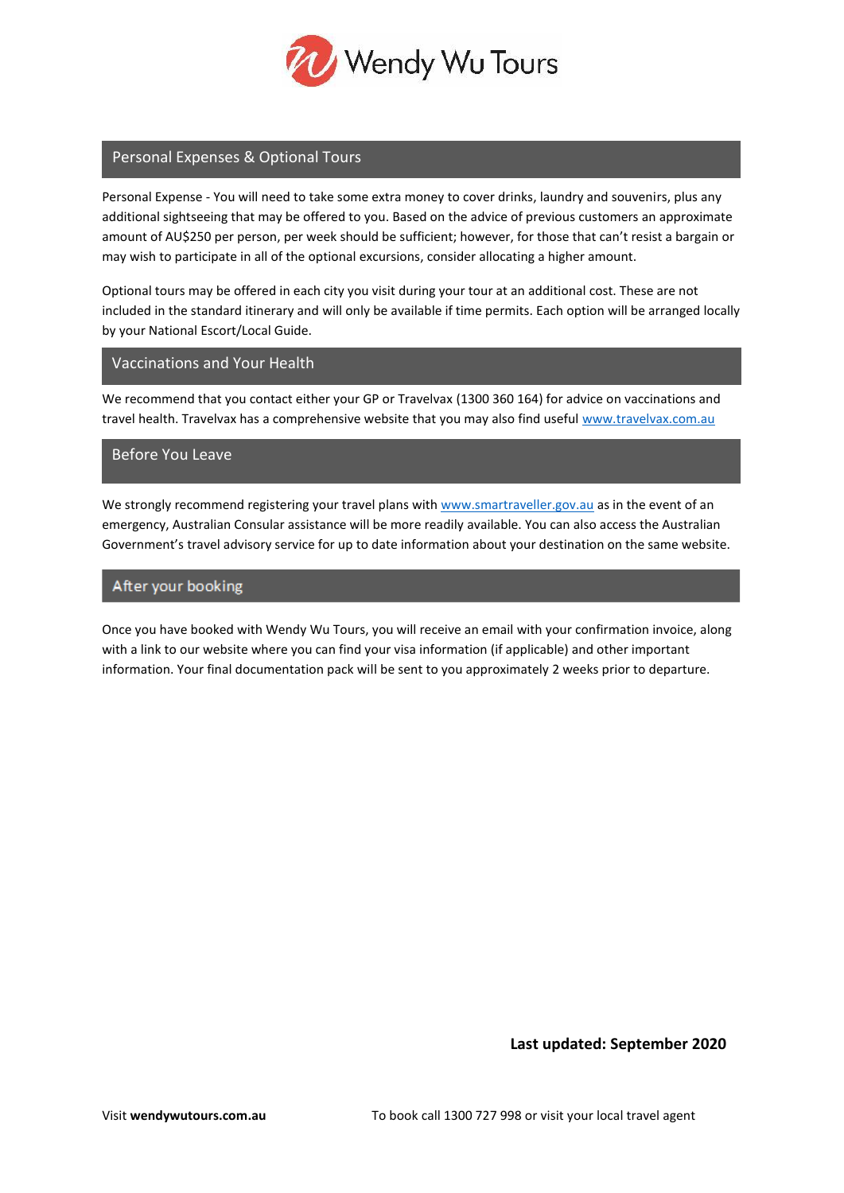## Personal Expenses & Optional Tours

Personal Expense - You will need to take some extra money to cover drinks, laundry and souvenirs, plus any additional sightseeing that may be offered to you. Based on the advice of previous customers an approximate amount of AU$250 per person, per week should be sufficient; however, for those that can't resist a bargain or may wish to participate in all of the optional excursions, consider allocating a higher amount.

Optional tours may be offered in each city you visit during your tour at an additional cost. These are not included in the standard itinerary and will only be available if time permits. Each option will be arranged locally by your National Escort/Local Guide.

## Vaccinations and Your Health

We recommend that you contact either your GP or Travelvax (1300 360 164) for advice on vaccinations and travel health. Travelvax has a comprehensive website that you may also find useful www.travelvax.com.au

## Before You Leave

We strongly recommend registering your travel plans with www.smartraveller.gov.au as in the event of an emergency, Australian Consular assistance will be more readily available. You can also access the Australian Government's travel advisory service for up to date information about your destination on the same website.

## After your booking

Once you have booked with Wendy Wu Tours, you will receive an email with your confirmation invoice, along with a link to our website where you can find your visa information (if applicable) and other important information. Your final documentation pack will be sent to you approximately 2 weeks prior to departure.

**Last updated: September 2020**

Visit **wendywutours.com.au** To book call 1300 727 998 or visit your local travel agent